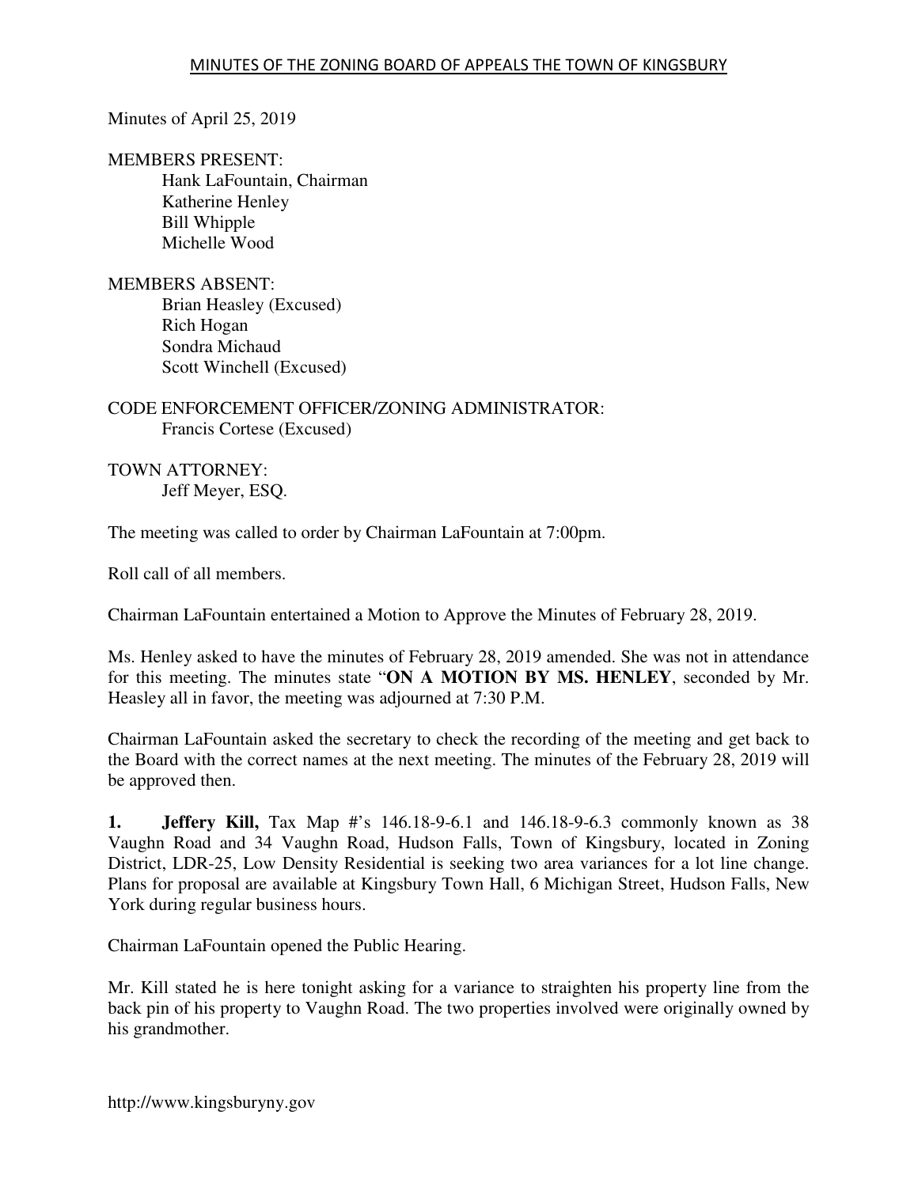# MINUTES OF THE ZONING BOARD OF APPEALS THE TOWN OF KINGSBURY

Minutes of April 25, 2019

MEMBERS PRESENT:
Hank LaFountain, Chairman
Katherine Henley
Bill Whipple
Michelle Wood

MEMBERS ABSENT:
Brian Heasley (Excused)
Rich Hogan
Sondra Michaud
Scott Winchell (Excused)

CODE ENFORCEMENT OFFICER/ZONING ADMINISTRATOR:
Francis Cortese (Excused)

TOWN ATTORNEY:
Jeff Meyer, ESQ.

The meeting was called to order by Chairman LaFountain at 7:00pm.

Roll call of all members.

Chairman LaFountain entertained a Motion to Approve the Minutes of February 28, 2019.

Ms. Henley asked to have the minutes of February 28, 2019 amended. She was not in attendance for this meeting. The minutes state "**ON A MOTION BY MS. HENLEY**, seconded by Mr. Heasley all in favor, the meeting was adjourned at 7:30 P.M.

Chairman LaFountain asked the secretary to check the recording of the meeting and get back to the Board with the correct names at the next meeting. The minutes of the February 28, 2019 will be approved then.

**1. Jeffery Kill,** Tax Map #'s 146.18-9-6.1 and 146.18-9-6.3 commonly known as 38 Vaughn Road and 34 Vaughn Road, Hudson Falls, Town of Kingsbury, located in Zoning District, LDR-25, Low Density Residential is seeking two area variances for a lot line change. Plans for proposal are available at Kingsbury Town Hall, 6 Michigan Street, Hudson Falls, New York during regular business hours.

Chairman LaFountain opened the Public Hearing.

Mr. Kill stated he is here tonight asking for a variance to straighten his property line from the back pin of his property to Vaughn Road. The two properties involved were originally owned by his grandmother.

http://www.kingsburyny.gov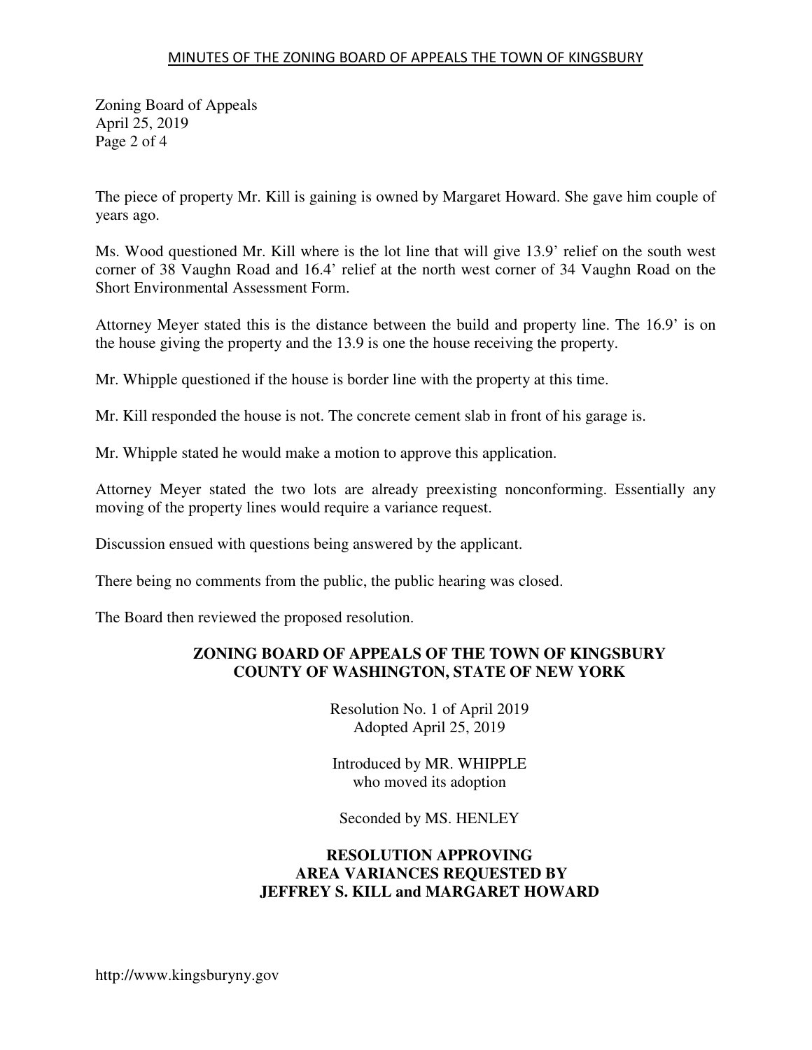The piece of property Mr. Kill is gaining is owned by Margaret Howard. She gave him couple of years ago.

Ms. Wood questioned Mr. Kill where is the lot line that will give 13.9' relief on the south west corner of 38 Vaughn Road and 16.4' relief at the north west corner of 34 Vaughn Road on the Short Environmental Assessment Form.

Attorney Meyer stated this is the distance between the build and property line. The 16.9' is on the house giving the property and the 13.9 is one the house receiving the property.

Mr. Whipple questioned if the house is border line with the property at this time.

Mr. Kill responded the house is not. The concrete cement slab in front of his garage is.

Mr. Whipple stated he would make a motion to approve this application.

Attorney Meyer stated the two lots are already preexisting nonconforming. Essentially any moving of the property lines would require a variance request.

Discussion ensued with questions being answered by the applicant.

There being no comments from the public, the public hearing was closed.

The Board then reviewed the proposed resolution.

**ZONING BOARD OF APPEALS OF THE TOWN OF KINGSBURY**
**COUNTY OF WASHINGTON, STATE OF NEW YORK**

Resolution No. 1 of April 2019
Adopted April 25, 2019

Introduced by MR. WHIPPLE
who moved its adoption

Seconded by MS. HENLEY

**RESOLUTION APPROVING**
**AREA VARIANCES REQUESTED BY**
**JEFFREY S. KILL and MARGARET HOWARD**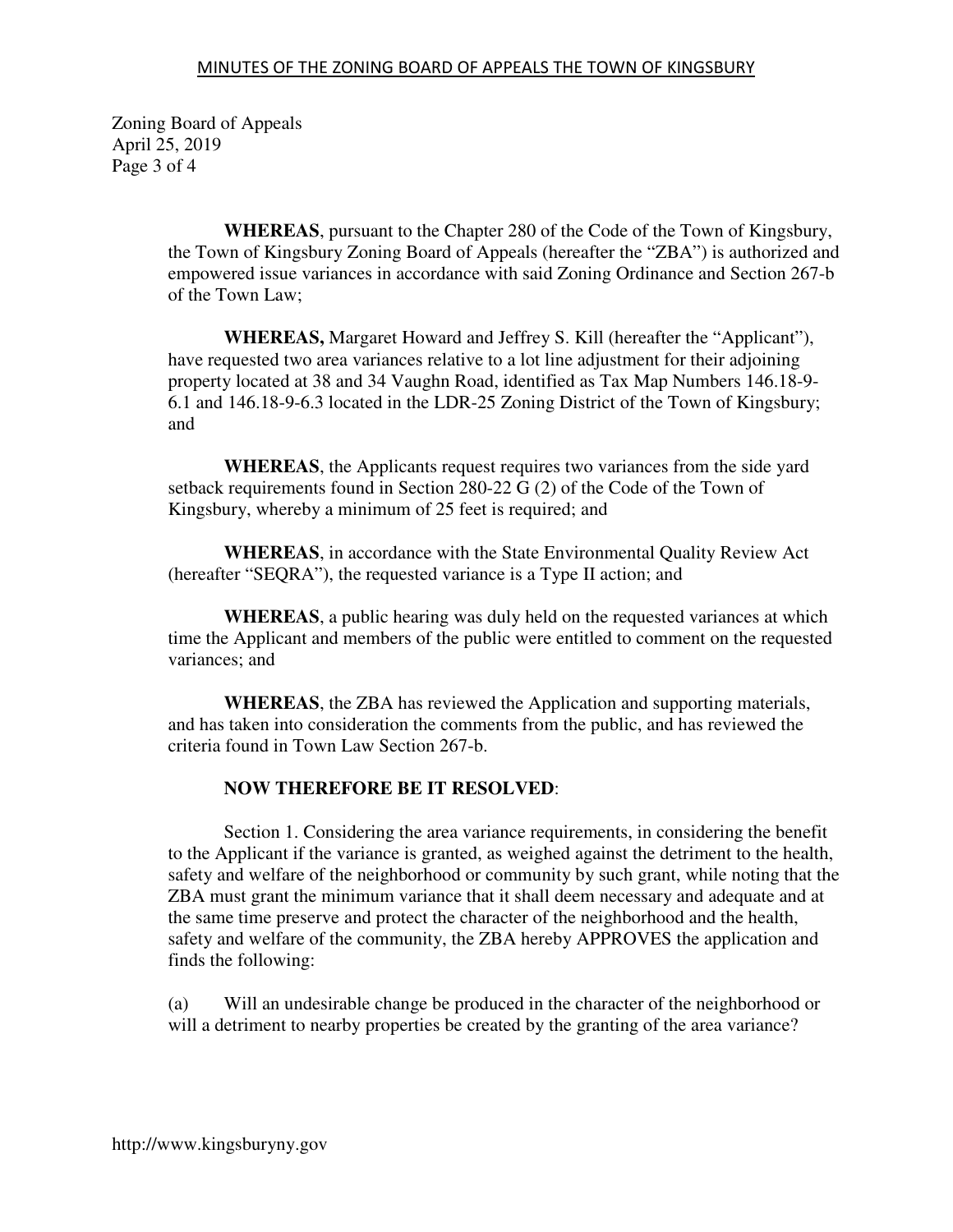**WHEREAS**, pursuant to the Chapter 280 of the Code of the Town of Kingsbury, the Town of Kingsbury Zoning Board of Appeals (hereafter the "ZBA") is authorized and empowered issue variances in accordance with said Zoning Ordinance and Section 267-b of the Town Law;

**WHEREAS,** Margaret Howard and Jeffrey S. Kill (hereafter the "Applicant"), have requested two area variances relative to a lot line adjustment for their adjoining property located at 38 and 34 Vaughn Road, identified as Tax Map Numbers 146.18-9-6.1 and 146.18-9-6.3 located in the LDR-25 Zoning District of the Town of Kingsbury; and

**WHEREAS**, the Applicants request requires two variances from the side yard setback requirements found in Section 280-22 G (2) of the Code of the Town of Kingsbury, whereby a minimum of 25 feet is required; and

**WHEREAS**, in accordance with the State Environmental Quality Review Act (hereafter "SEQRA"), the requested variance is a Type II action; and

**WHEREAS**, a public hearing was duly held on the requested variances at which time the Applicant and members of the public were entitled to comment on the requested variances; and

**WHEREAS**, the ZBA has reviewed the Application and supporting materials, and has taken into consideration the comments from the public, and has reviewed the criteria found in Town Law Section 267-b.

**NOW THEREFORE BE IT RESOLVED**:

Section 1. Considering the area variance requirements, in considering the benefit to the Applicant if the variance is granted, as weighed against the detriment to the health, safety and welfare of the neighborhood or community by such grant, while noting that the ZBA must grant the minimum variance that it shall deem necessary and adequate and at the same time preserve and protect the character of the neighborhood and the health, safety and welfare of the community, the ZBA hereby APPROVES the application and finds the following:

(a) Will an undesirable change be produced in the character of the neighborhood or will a detriment to nearby properties be created by the granting of the area variance?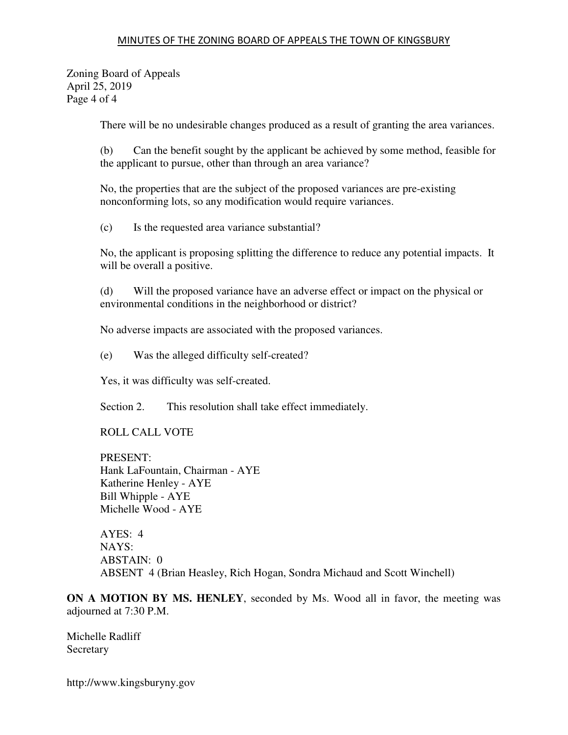Zoning Board of Appeals
April 25, 2019
Page 4 of 4

There will be no undesirable changes produced as a result of granting the area variances.

(b) Can the benefit sought by the applicant be achieved by some method, feasible for the applicant to pursue, other than through an area variance?

No, the properties that are the subject of the proposed variances are pre-existing nonconforming lots, so any modification would require variances.

(c) Is the requested area variance substantial?

No, the applicant is proposing splitting the difference to reduce any potential impacts. It will be overall a positive.

(d) Will the proposed variance have an adverse effect or impact on the physical or environmental conditions in the neighborhood or district?

No adverse impacts are associated with the proposed variances.

(e) Was the alleged difficulty self-created?

Yes, it was difficulty was self-created.

Section 2. This resolution shall take effect immediately.

ROLL CALL VOTE

PRESENT:
Hank LaFountain, Chairman - AYE
Katherine Henley - AYE
Bill Whipple - AYE
Michelle Wood - AYE

AYES: 4
NAYS:
ABSTAIN: 0
ABSENT 4 (Brian Heasley, Rich Hogan, Sondra Michaud and Scott Winchell)

**ON A MOTION BY MS. HENLEY**, seconded by Ms. Wood all in favor, the meeting was adjourned at 7:30 P.M.

Michelle Radliff
Secretary

http://www.kingsburyny.gov